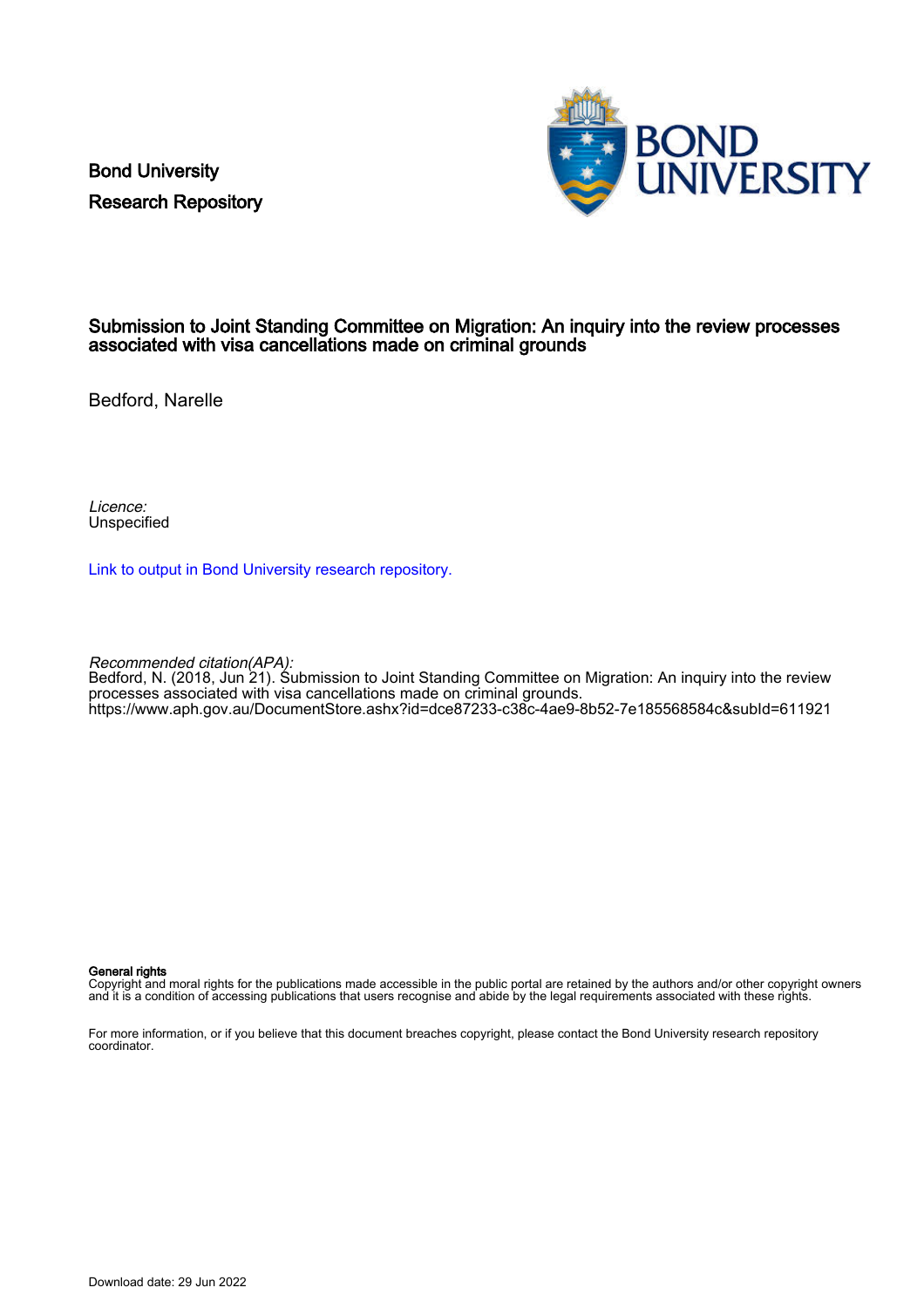Bond University
Research Repository

# Submission to Joint Standing Committee on Migration: An inquiry into the review processes associated with visa cancellations made on criminal grounds

Bedford, Narelle

*Licence:*
Unspecified

[Link to output in Bond University research repository.]

*Recommended citation(APA):*
Bedford, N. (2018, Jun 21). Submission to Joint Standing Committee on Migration: An inquiry into the review processes associated with visa cancellations made on criminal grounds.
https://www.aph.gov.au/DocumentStore.ashx?id=dce87233-c38c-4ae9-8b52-7e185568584c&subId=611921

**General rights**
Copyright and moral rights for the publications made accessible in the public portal are retained by the authors and/or other copyright owners and it is a condition of accessing publications that users recognise and abide by the legal requirements associated with these rights.

For more information, or if you believe that this document breaches copyright, please contact the Bond University research repository coordinator.

Download date: 29 Jun 2022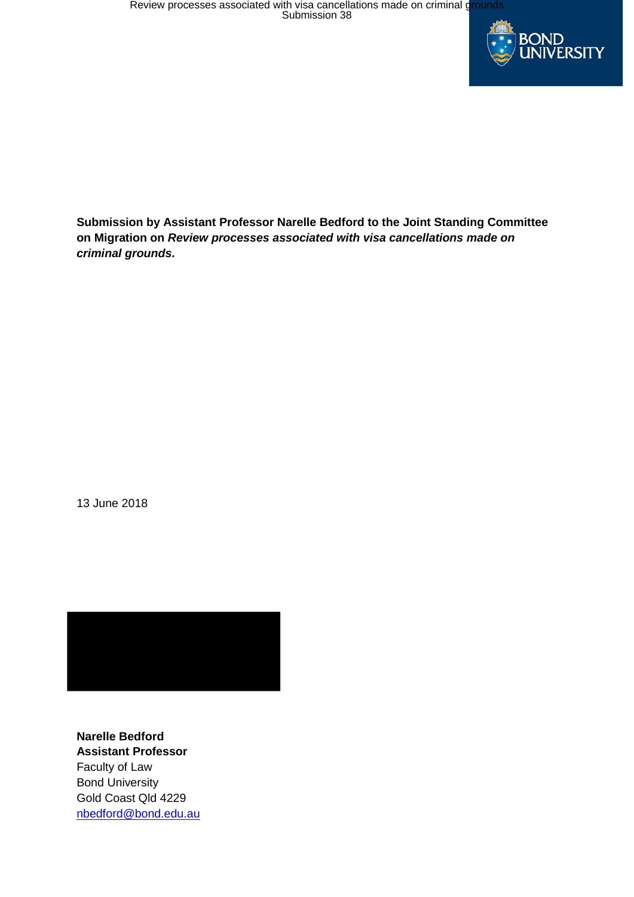**Submission by Assistant Professor Narelle Bedford to the Joint Standing Committee on Migration on *Review processes associated with visa cancellations made on criminal grounds*.**

13 June 2018

**Narelle Bedford**
**Assistant Professor**
Faculty of Law
Bond University
Gold Coast Qld 4229
nbedford@bond.edu.au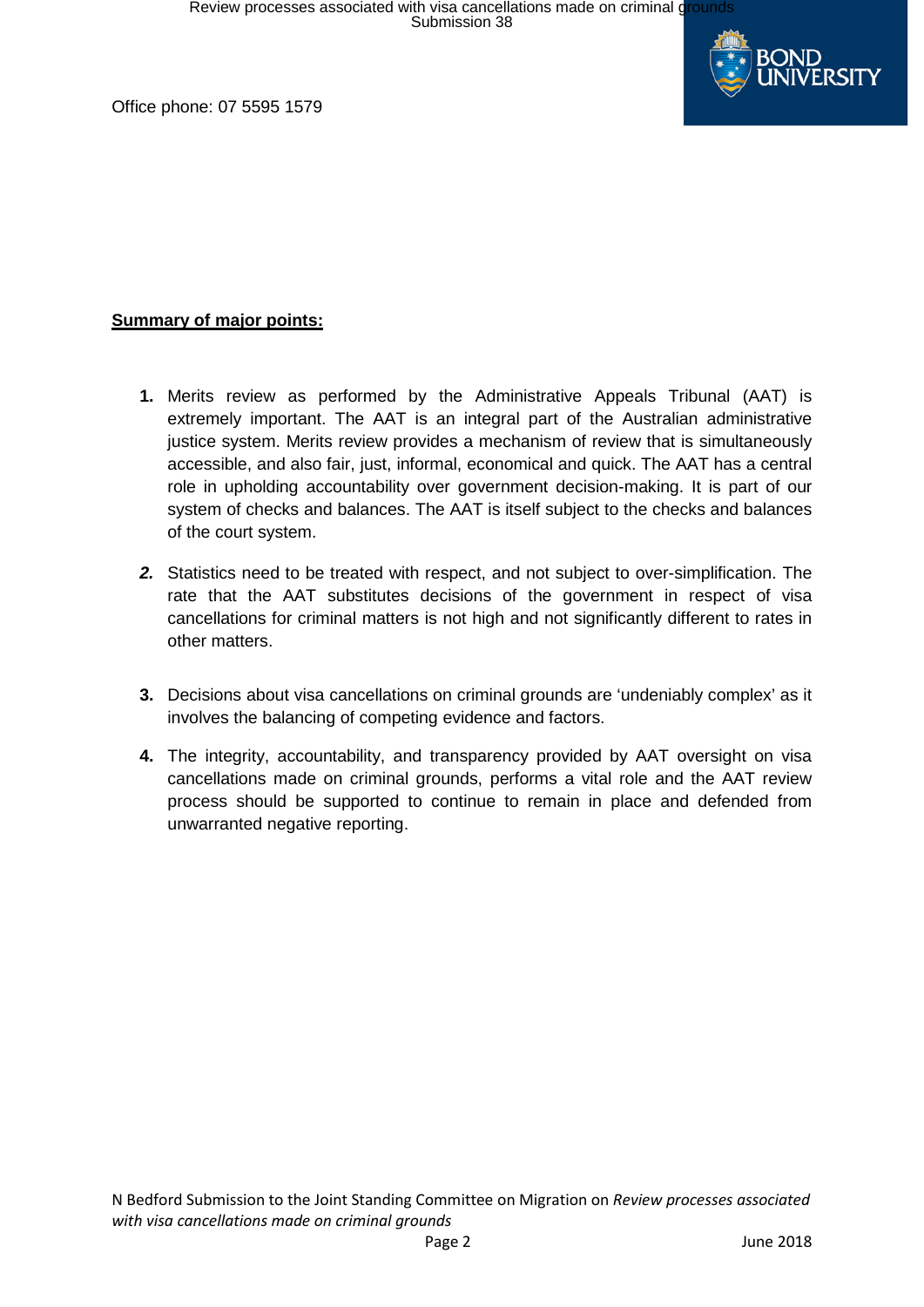Office phone: 07 5595 1579

**Summary of major points:**

1. Merits review as performed by the Administrative Appeals Tribunal (AAT) is extremely important. The AAT is an integral part of the Australian administrative justice system. Merits review provides a mechanism of review that is simultaneously accessible, and also fair, just, informal, economical and quick. The AAT has a central role in upholding accountability over government decision-making. It is part of our system of checks and balances. The AAT is itself subject to the checks and balances of the court system.

2. Statistics need to be treated with respect, and not subject to over-simplification. The rate that the AAT substitutes decisions of the government in respect of visa cancellations for criminal matters is not high and not significantly different to rates in other matters.

3. Decisions about visa cancellations on criminal grounds are 'undeniably complex' as it involves the balancing of competing evidence and factors.

4. The integrity, accountability, and transparency provided by AAT oversight on visa cancellations made on criminal grounds, performs a vital role and the AAT review process should be supported to continue to remain in place and defended from unwarranted negative reporting.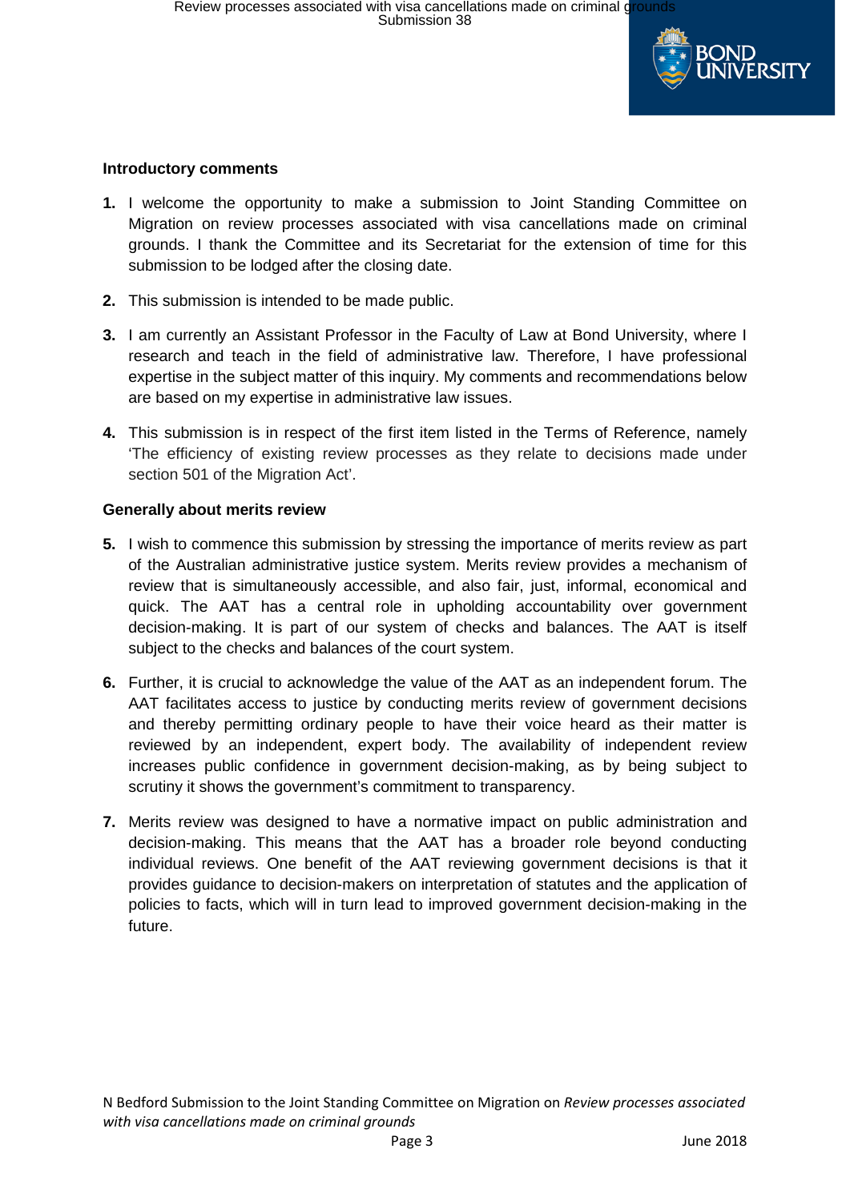**Introductory comments**

1. I welcome the opportunity to make a submission to Joint Standing Committee on Migration on review processes associated with visa cancellations made on criminal grounds. I thank the Committee and its Secretariat for the extension of time for this submission to be lodged after the closing date.

2. This submission is intended to be made public.

3. I am currently an Assistant Professor in the Faculty of Law at Bond University, where I research and teach in the field of administrative law. Therefore, I have professional expertise in the subject matter of this inquiry. My comments and recommendations below are based on my expertise in administrative law issues.

4. This submission is in respect of the first item listed in the Terms of Reference, namely 'The efficiency of existing review processes as they relate to decisions made under section 501 of the Migration Act'.

**Generally about merits review**

5. I wish to commence this submission by stressing the importance of merits review as part of the Australian administrative justice system. Merits review provides a mechanism of review that is simultaneously accessible, and also fair, just, informal, economical and quick. The AAT has a central role in upholding accountability over government decision-making. It is part of our system of checks and balances. The AAT is itself subject to the checks and balances of the court system.

6. Further, it is crucial to acknowledge the value of the AAT as an independent forum. The AAT facilitates access to justice by conducting merits review of government decisions and thereby permitting ordinary people to have their voice heard as their matter is reviewed by an independent, expert body. The availability of independent review increases public confidence in government decision-making, as by being subject to scrutiny it shows the government's commitment to transparency.

7. Merits review was designed to have a normative impact on public administration and decision-making. This means that the AAT has a broader role beyond conducting individual reviews. One benefit of the AAT reviewing government decisions is that it provides guidance to decision-makers on interpretation of statutes and the application of policies to facts, which will in turn lead to improved government decision-making in the future.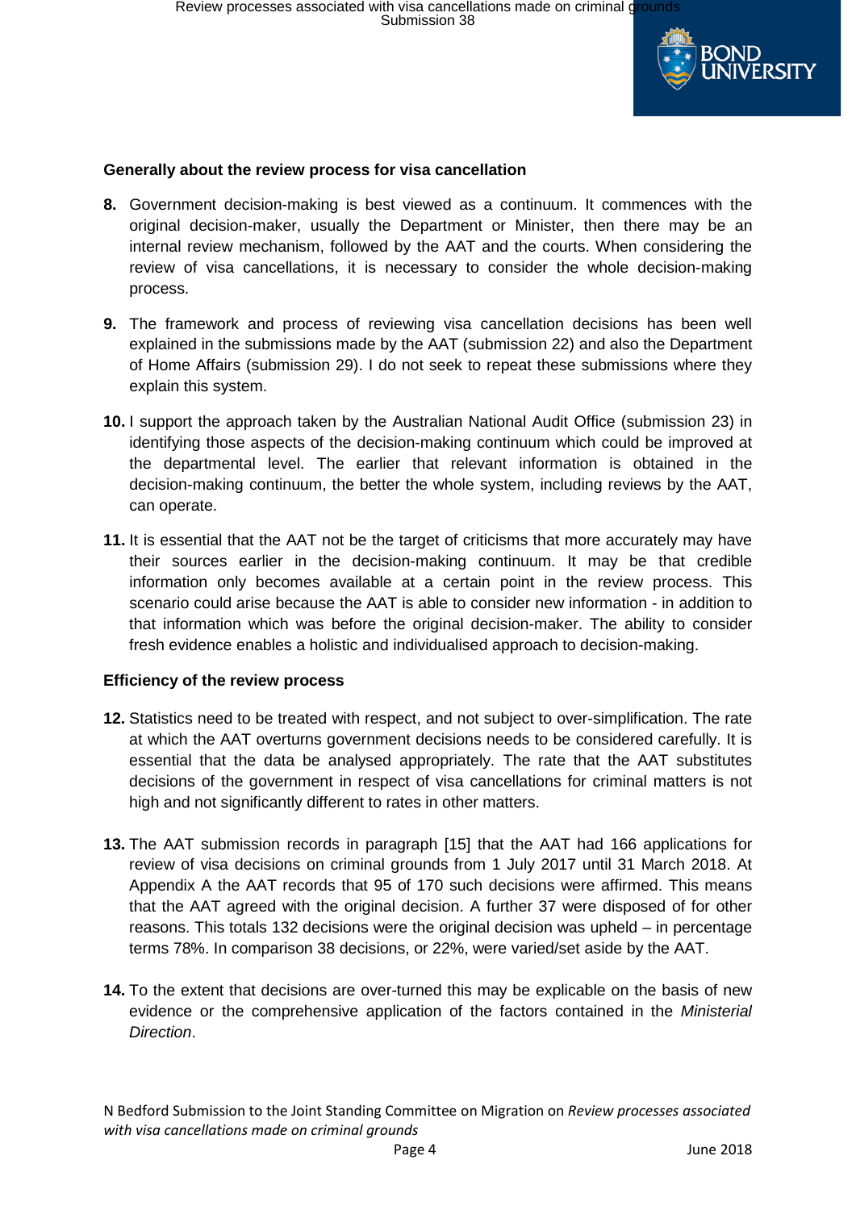### Generally about the review process for visa cancellation

**8.** Government decision-making is best viewed as a continuum. It commences with the original decision-maker, usually the Department or Minister, then there may be an internal review mechanism, followed by the AAT and the courts. When considering the review of visa cancellations, it is necessary to consider the whole decision-making process.

**9.** The framework and process of reviewing visa cancellation decisions has been well explained in the submissions made by the AAT (submission 22) and also the Department of Home Affairs (submission 29). I do not seek to repeat these submissions where they explain this system.

**10.** I support the approach taken by the Australian National Audit Office (submission 23) in identifying those aspects of the decision-making continuum which could be improved at the departmental level. The earlier that relevant information is obtained in the decision-making continuum, the better the whole system, including reviews by the AAT, can operate.

**11.** It is essential that the AAT not be the target of criticisms that more accurately may have their sources earlier in the decision-making continuum. It may be that credible information only becomes available at a certain point in the review process. This scenario could arise because the AAT is able to consider new information - in addition to that information which was before the original decision-maker. The ability to consider fresh evidence enables a holistic and individualised approach to decision-making.

### Efficiency of the review process

**12.** Statistics need to be treated with respect, and not subject to over-simplification. The rate at which the AAT overturns government decisions needs to be considered carefully. It is essential that the data be analysed appropriately. The rate that the AAT substitutes decisions of the government in respect of visa cancellations for criminal matters is not high and not significantly different to rates in other matters.

**13.** The AAT submission records in paragraph [15] that the AAT had 166 applications for review of visa decisions on criminal grounds from 1 July 2017 until 31 March 2018. At Appendix A the AAT records that 95 of 170 such decisions were affirmed. This means that the AAT agreed with the original decision. A further 37 were disposed of for other reasons. This totals 132 decisions were the original decision was upheld – in percentage terms 78%. In comparison 38 decisions, or 22%, were varied/set aside by the AAT.

**14.** To the extent that decisions are over-turned this may be explicable on the basis of new evidence or the comprehensive application of the factors contained in the *Ministerial Direction*.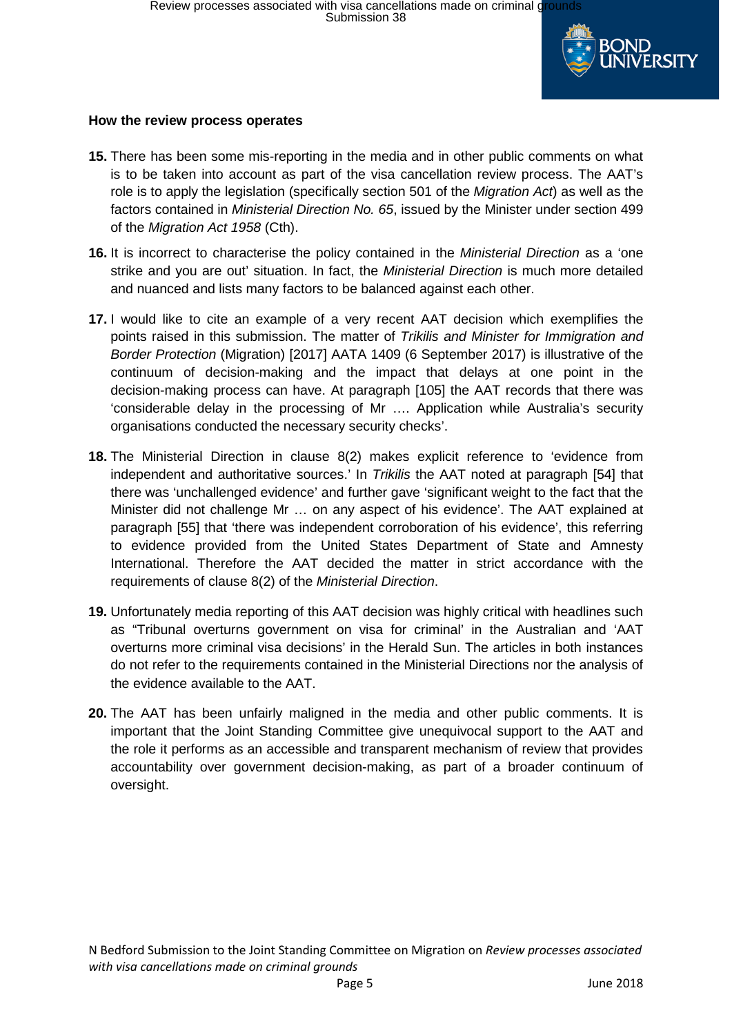**How the review process operates**

**15.** There has been some mis-reporting in the media and in other public comments on what is to be taken into account as part of the visa cancellation review process. The AAT's role is to apply the legislation (specifically section 501 of the *Migration Act*) as well as the factors contained in *Ministerial Direction No. 65*, issued by the Minister under section 499 of the *Migration Act 1958* (Cth).

**16.** It is incorrect to characterise the policy contained in the *Ministerial Direction* as a 'one strike and you are out' situation. In fact, the *Ministerial Direction* is much more detailed and nuanced and lists many factors to be balanced against each other.

**17.** I would like to cite an example of a very recent AAT decision which exemplifies the points raised in this submission. The matter of *Trikilis and Minister for Immigration and Border Protection* (Migration) [2017] AATA 1409 (6 September 2017) is illustrative of the continuum of decision-making and the impact that delays at one point in the decision-making process can have. At paragraph [105] the AAT records that there was 'considerable delay in the processing of Mr …. Application while Australia's security organisations conducted the necessary security checks'.

**18.** The Ministerial Direction in clause 8(2) makes explicit reference to 'evidence from independent and authoritative sources.' In *Trikilis* the AAT noted at paragraph [54] that there was 'unchallenged evidence' and further gave 'significant weight to the fact that the Minister did not challenge Mr … on any aspect of his evidence'. The AAT explained at paragraph [55] that 'there was independent corroboration of his evidence', this referring to evidence provided from the United States Department of State and Amnesty International. Therefore the AAT decided the matter in strict accordance with the requirements of clause 8(2) of the *Ministerial Direction*.

**19.** Unfortunately media reporting of this AAT decision was highly critical with headlines such as "Tribunal overturns government on visa for criminal' in the Australian and 'AAT overturns more criminal visa decisions' in the Herald Sun. The articles in both instances do not refer to the requirements contained in the Ministerial Directions nor the analysis of the evidence available to the AAT.

**20.** The AAT has been unfairly maligned in the media and other public comments. It is important that the Joint Standing Committee give unequivocal support to the AAT and the role it performs as an accessible and transparent mechanism of review that provides accountability over government decision-making, as part of a broader continuum of oversight.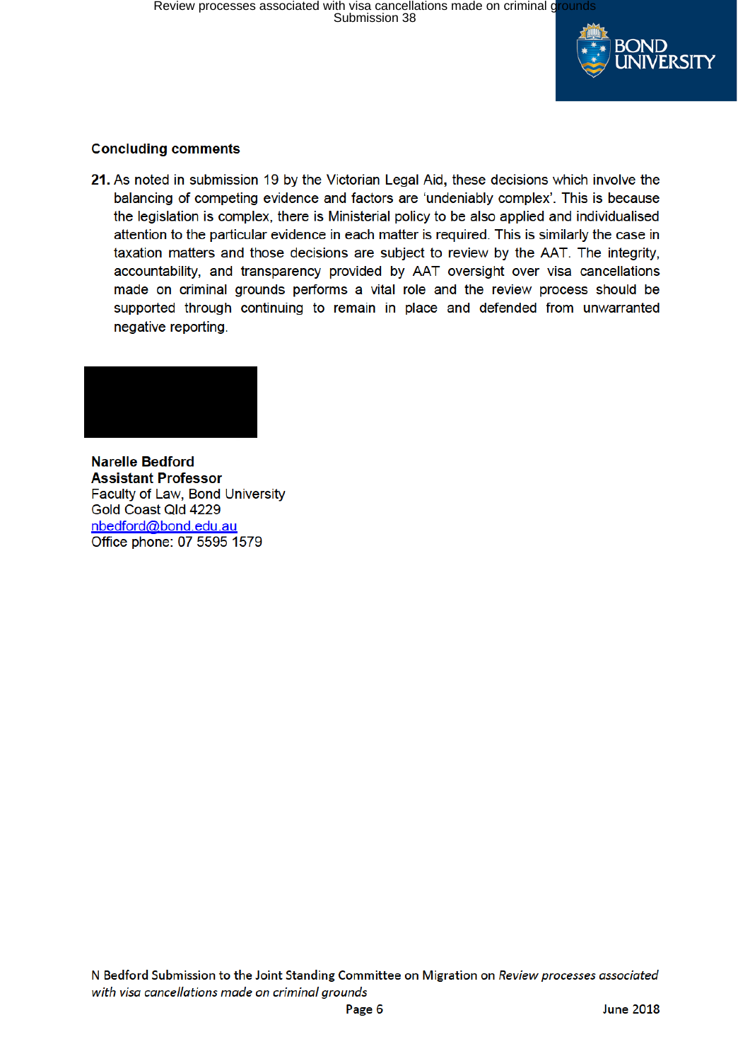**Concluding comments**

**21.** As noted in submission 19 by the Victorian Legal Aid, these decisions which involve the balancing of competing evidence and factors are 'undeniably complex'. This is because the legislation is complex, there is Ministerial policy to be also applied and individualised attention to the particular evidence in each matter is required. This is similarly the case in taxation matters and those decisions are subject to review by the AAT. The integrity, accountability, and transparency provided by AAT oversight over visa cancellations made on criminal grounds performs a vital role and the review process should be supported through continuing to remain in place and defended from unwarranted negative reporting.

**Narelle Bedford**
**Assistant Professor**
Faculty of Law, Bond University
Gold Coast Qld 4229
nbedford@bond.edu.au
Office phone: 07 5595 1579